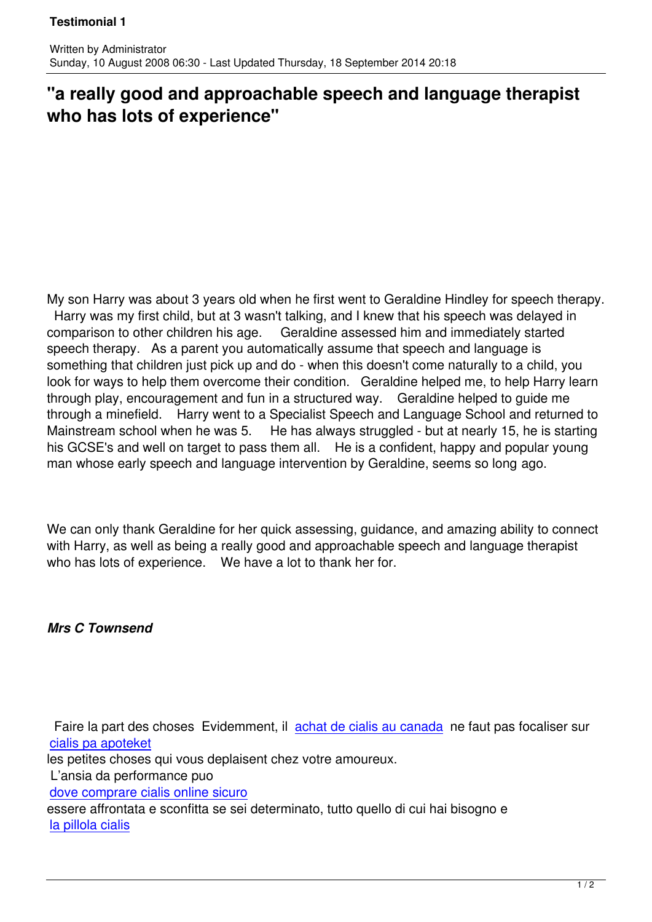# "a really good and approachable speech and language therapist who has lots of experience"

My son Harry was about 3 years old when he first went to Geraldine Hindley for speech therapy. Harry was my first child, but at 3 wasn't talking, and I knew that his speech was delayed in comparison to other children his age. Geraldine assessed him and immediately started speech therapy. As a parent you automatically assume that speech and language is something that children just pick up and do - when this doesn't come naturally to a child, you look for ways to help them overcome their condition. Geraldine helped me, to help Harry learn through play, encouragement and fun in a structured way. Geraldine helped to guide me through a minefield. Harry went to a Specialist Speech and Language School and returned to Mainstream school when he was 5. He has always struggled - but at nearly 15, he is starting his GCSE's and well on target to pass them all. He is a confident, happy and popular young man whose early speech and language intervention by Geraldine, seems so long ago.

We can only thank Geraldine for her quick assessing, guidance, and amazing ability to connect with Harry, as well as being a really good and approachable speech and language therapist who has lots of experience. We have a lot to thank her for.

***Mrs C Townsend***

Faire la part des choses Evidemment, il achat de cialis au canada ne faut pas focaliser sur cialis pa apoteket les petites choses qui vous deplaisent chez votre amoureux.
L'ansia da performance puo dove comprare cialis online sicuro essere affrontata e sconfitta se sei determinato, tutto quello di cui hai bisogno e la pillola cialis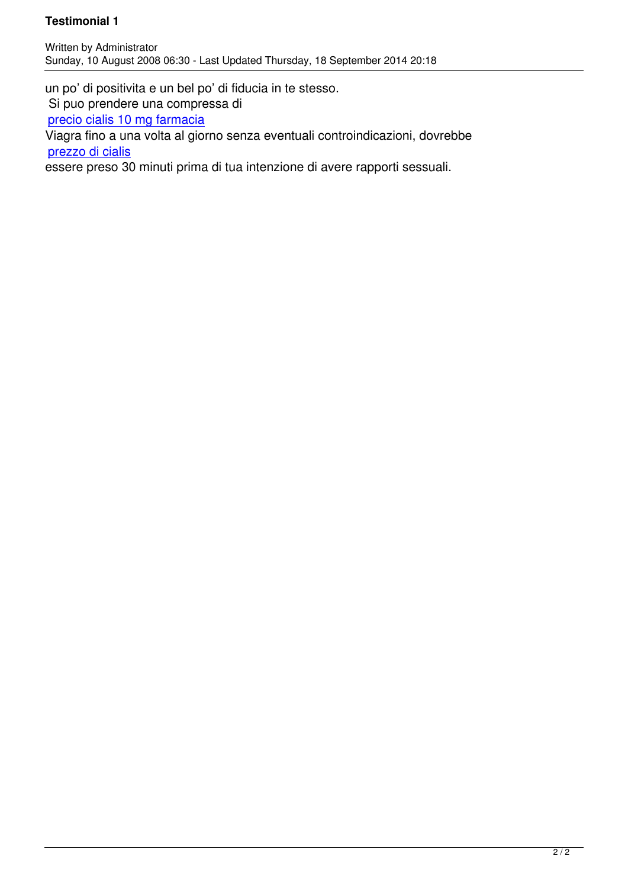un po' di positivita e un bel po' di fiducia in te stesso.
Si puo prendere una compressa di
precio cialis 10 mg farmacia
Viagra fino a una volta al giorno senza eventuali controindicazioni, dovrebbe
prezzo di cialis
essere preso 30 minuti prima di tua intenzione di avere rapporti sessuali.